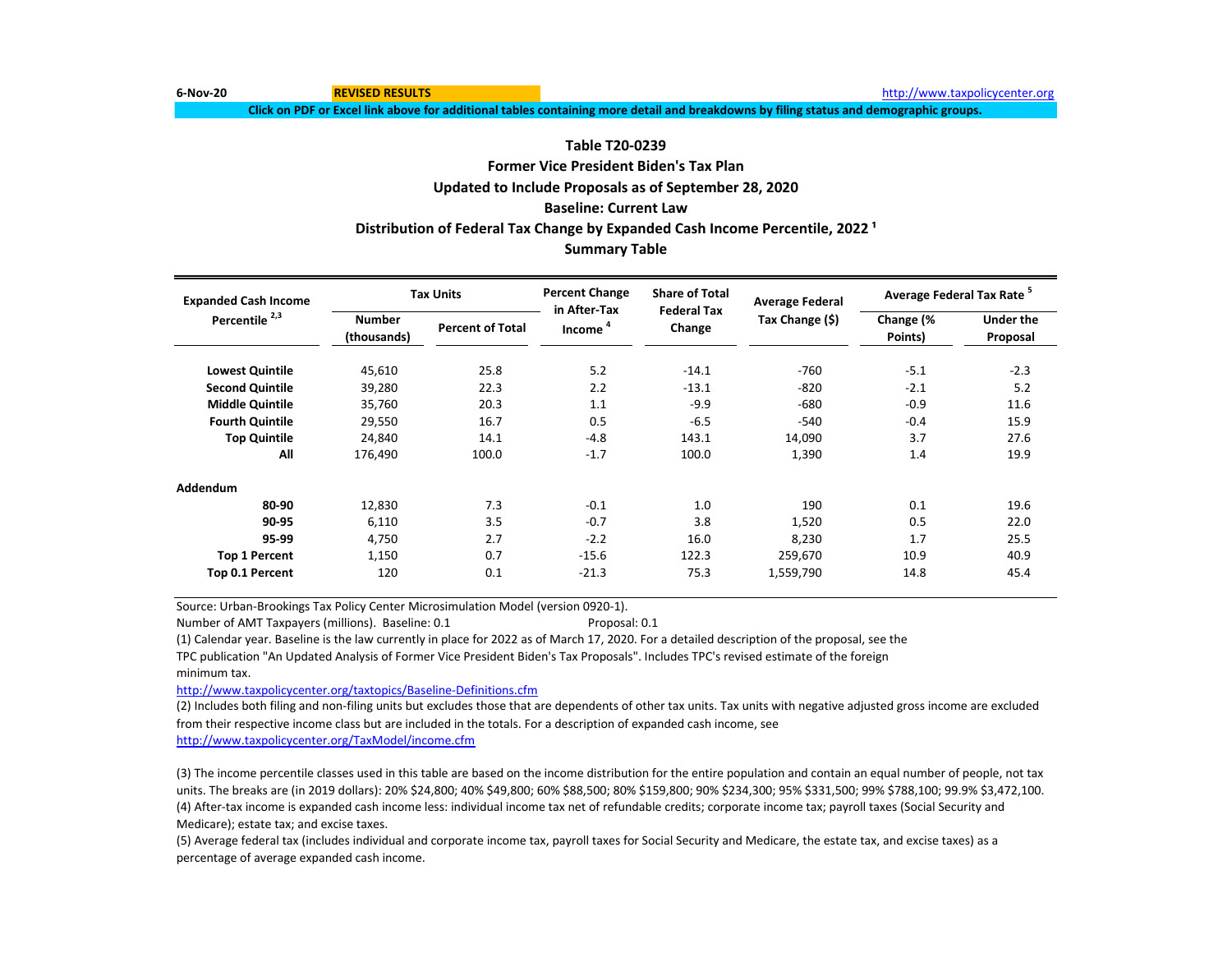6-Nov-20 **REVISED RESULTS** http://www.taxpolicycenter.org

**Click on PDF or Excel link above for additional tables containing more detail and breakdowns by filing status and demographic groups.**

## Table T20-0239
## Former Vice President Biden's Tax Plan
## Updated to Include Proposals as of September 28, 2020
## Baseline: Current Law
## Distribution of Federal Tax Change by Expanded Cash Income Percentile, 2022 [1]
## Summary Table

| Expanded Cash Income Percentile [2,3] | Tax Units | | Percent Change in After-Tax Income [4] | Share of Total Federal Tax Change | Average Federal Tax Change ($) | Average Federal Tax Rate [5] | |
|---|---|---|---|---|---|---|---|
| | Number (thousands) | Percent of Total | | | | Change (% Points) | Under the Proposal |
| **Lowest Quintile** | 45,610 | 25.8 | 5.2 | -14.1 | -760 | -5.1 | -2.3 |
| **Second Quintile** | 39,280 | 22.3 | 2.2 | -13.1 | -820 | -2.1 | 5.2 |
| **Middle Quintile** | 35,760 | 20.3 | 1.1 | -9.9 | -680 | -0.9 | 11.6 |
| **Fourth Quintile** | 29,550 | 16.7 | 0.5 | -6.5 | -540 | -0.4 | 15.9 |
| **Top Quintile** | 24,840 | 14.1 | -4.8 | 143.1 | 14,090 | 3.7 | 27.6 |
| **All** | 176,490 | 100.0 | -1.7 | 100.0 | 1,390 | 1.4 | 19.9 |
| **Addendum** | | | | | | | |
| **80-90** | 12,830 | 7.3 | -0.1 | 1.0 | 190 | 0.1 | 19.6 |
| **90-95** | 6,110 | 3.5 | -0.7 | 3.8 | 1,520 | 0.5 | 22.0 |
| **95-99** | 4,750 | 2.7 | -2.2 | 16.0 | 8,230 | 1.7 | 25.5 |
| **Top 1 Percent** | 1,150 | 0.7 | -15.6 | 122.3 | 259,670 | 10.9 | 40.9 |
| **Top 0.1 Percent** | 120 | 0.1 | -21.3 | 75.3 | 1,559,790 | 14.8 | 45.4 |

Source: Urban-Brookings Tax Policy Center Microsimulation Model (version 0920-1).

Number of AMT Taxpayers (millions). Baseline: 0.1 Proposal: 0.1

(1) Calendar year. Baseline is the law currently in place for 2022 as of March 17, 2020. For a detailed description of the proposal, see the TPC publication "An Updated Analysis of Former Vice President Biden's Tax Proposals". Includes TPC's revised estimate of the foreign minimum tax.

http://www.taxpolicycenter.org/taxtopics/Baseline-Definitions.cfm

(2) Includes both filing and non-filing units but excludes those that are dependents of other tax units. Tax units with negative adjusted gross income are excluded from their respective income class but are included in the totals. For a description of expanded cash income, see http://www.taxpolicycenter.org/TaxModel/income.cfm

(3) The income percentile classes used in this table are based on the income distribution for the entire population and contain an equal number of people, not tax units. The breaks are (in 2019 dollars): 20% $24,800; 40% $49,800; 60% $88,500; 80% $159,800; 90% $234,300; 95% $331,500; 99% $788,100; 99.9% $3,472,100.

(4) After-tax income is expanded cash income less: individual income tax net of refundable credits; corporate income tax; payroll taxes (Social Security and Medicare); estate tax; and excise taxes.

(5) Average federal tax (includes individual and corporate income tax, payroll taxes for Social Security and Medicare, the estate tax, and excise taxes) as a percentage of average expanded cash income.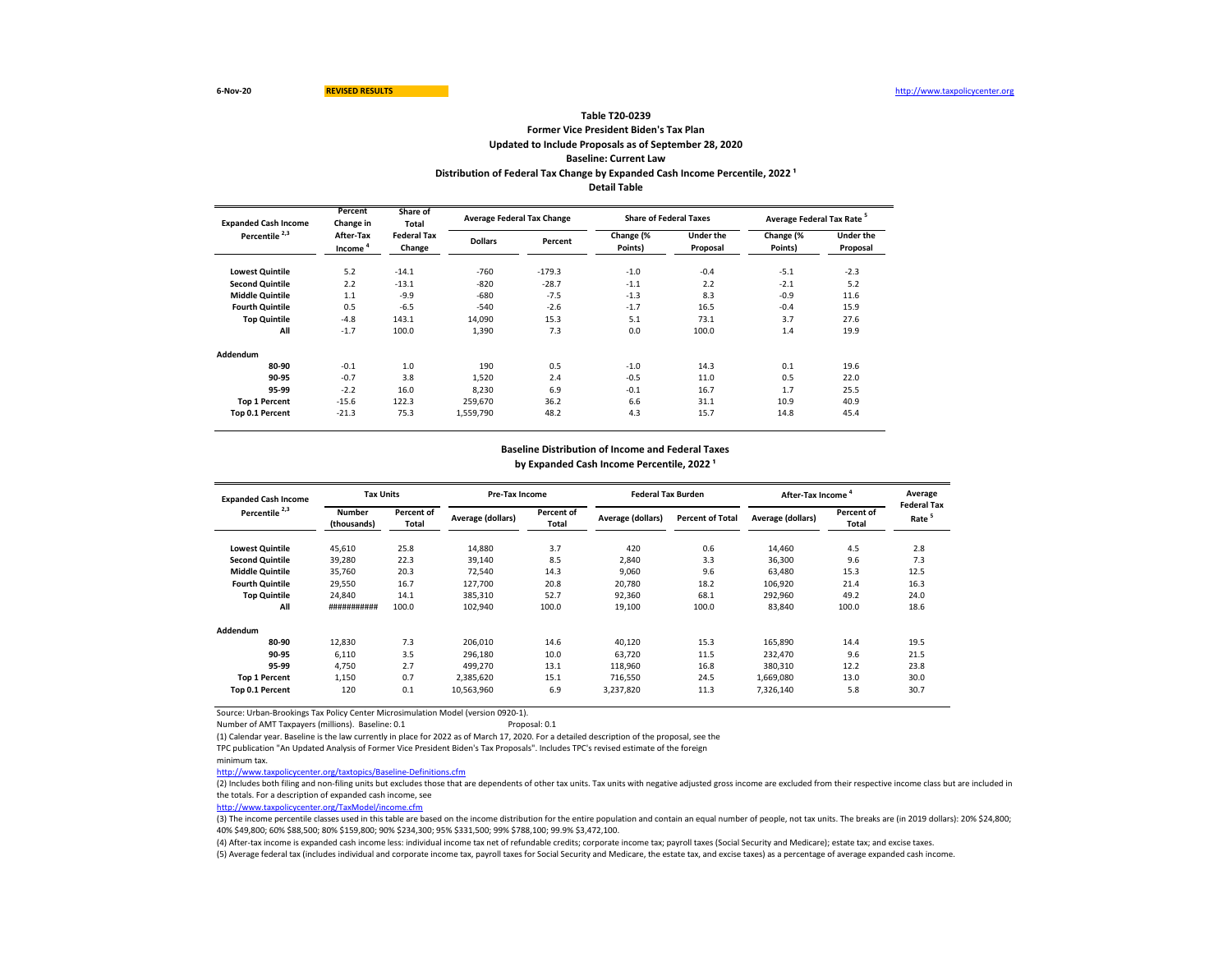6-Nov-20 **REVISED RESULTS** http://www.taxpolicycenter.org

**Table T20-0239**
**Former Vice President Biden's Tax Plan**
**Updated to Include Proposals as of September 28, 2020**
**Baseline: Current Law**
**Distribution of Federal Tax Change by Expanded Cash Income Percentile, 2022 [1]**
**Detail Table**

| Expanded Cash Income Percentile [2,3] | Percent Change in After-Tax Income [4] | Share of Total Federal Tax Change | Average Federal Tax Change | | Share of Federal Taxes | | Average Federal Tax Rate [5] | |
|---|---|---|---|---|---|---|---|---|
| | | | Dollars | Percent | Change (% Points) | Under the Proposal | Change (% Points) | Under the Proposal |
| Lowest Quintile | 5.2 | -14.1 | -760 | -179.3 | -1.0 | -0.4 | -5.1 | -2.3 |
| Second Quintile | 2.2 | -13.1 | -820 | -28.7 | -1.1 | 2.2 | -2.1 | 5.2 |
| Middle Quintile | 1.1 | -9.9 | -680 | -7.5 | -1.3 | 8.3 | -0.9 | 11.6 |
| Fourth Quintile | 0.5 | -6.5 | -540 | -2.6 | -1.7 | 16.5 | -0.4 | 15.9 |
| Top Quintile | -4.8 | 143.1 | 14,090 | 15.3 | 5.1 | 73.1 | 3.7 | 27.6 |
| All | -1.7 | 100.0 | 1,390 | 7.3 | 0.0 | 100.0 | 1.4 | 19.9 |
| **Addendum** | | | | | | | | |
| 80-90 | -0.1 | 1.0 | 190 | 0.5 | -1.0 | 14.3 | 0.1 | 19.6 |
| 90-95 | -0.7 | 3.8 | 1,520 | 2.4 | -0.5 | 11.0 | 0.5 | 22.0 |
| 95-99 | -2.2 | 16.0 | 8,230 | 6.9 | -0.1 | 16.7 | 1.7 | 25.5 |
| Top 1 Percent | -15.6 | 122.3 | 259,670 | 36.2 | 6.6 | 31.1 | 10.9 | 40.9 |
| Top 0.1 Percent | -21.3 | 75.3 | 1,559,790 | 48.2 | 4.3 | 15.7 | 14.8 | 45.4 |

**Baseline Distribution of Income and Federal Taxes**
**by Expanded Cash Income Percentile, 2022 [1]**

| Expanded Cash Income Percentile [2,3] | Tax Units | | Pre-Tax Income | | Federal Tax Burden | | After-Tax Income [4] | | Average Federal Tax Rate [5] |
|---|---|---|---|---|---|---|---|---|---|
| | Number (thousands) | Percent of Total | Average (dollars) | Percent of Total | Average (dollars) | Percent of Total | Average (dollars) | Percent of Total | |
| Lowest Quintile | 45,610 | 25.8 | 14,880 | 3.7 | 420 | 0.6 | 14,460 | 4.5 | 2.8 |
| Second Quintile | 39,280 | 22.3 | 39,140 | 8.5 | 2,840 | 3.3 | 36,300 | 9.6 | 7.3 |
| Middle Quintile | 35,760 | 20.3 | 72,540 | 14.3 | 9,060 | 9.6 | 63,480 | 15.3 | 12.5 |
| Fourth Quintile | 29,550 | 16.7 | 127,700 | 20.8 | 20,780 | 18.2 | 106,920 | 21.4 | 16.3 |
| Top Quintile | 24,840 | 14.1 | 385,310 | 52.7 | 92,360 | 68.1 | 292,960 | 49.2 | 24.0 |
| All | ########### | 100.0 | 102,940 | 100.0 | 19,100 | 100.0 | 83,840 | 100.0 | 18.6 |
| **Addendum** | | | | | | | | | |
| 80-90 | 12,830 | 7.3 | 206,010 | 14.6 | 40,120 | 15.3 | 165,890 | 14.4 | 19.5 |
| 90-95 | 6,110 | 3.5 | 296,180 | 10.0 | 63,720 | 11.5 | 232,470 | 9.6 | 21.5 |
| 95-99 | 4,750 | 2.7 | 499,270 | 13.1 | 118,960 | 16.8 | 380,310 | 12.2 | 23.8 |
| Top 1 Percent | 1,150 | 0.7 | 2,385,620 | 15.1 | 716,550 | 24.5 | 1,669,080 | 13.0 | 30.0 |
| Top 0.1 Percent | 120 | 0.1 | 10,563,960 | 6.9 | 3,237,820 | 11.3 | 7,326,140 | 5.8 | 30.7 |

Source: Urban-Brookings Tax Policy Center Microsimulation Model (version 0920-1).

Number of AMT Taxpayers (millions). Baseline: 0.1 Proposal: 0.1

(1) Calendar year. Baseline is the law currently in place for 2022 as of March 17, 2020. For a detailed description of the proposal, see the TPC publication "An Updated Analysis of Former Vice President Biden's Tax Proposals". Includes TPC's revised estimate of the foreign minimum tax.

http://www.taxpolicycenter.org/taxtopics/Baseline-Definitions.cfm

(2) Includes both filing and non-filing units but excludes those that are dependents of other tax units. Tax units with negative adjusted gross income are excluded from their respective income class but are included in the totals. For a description of expanded cash income, see

http://www.taxpolicycenter.org/TaxModel/income.cfm

(3) The income percentile classes used in this table are based on the income distribution for the entire population and contain an equal number of people, not tax units. The breaks are (in 2019 dollars): 20% $24,800; 40% $49,800; 60% $88,500; 80% $159,800; 90% $234,300; 95% $331,500; 99% $788,100; 99.9% $3,472,100.

(4) After-tax income is expanded cash income less: individual income tax net of refundable credits; corporate income tax; payroll taxes (Social Security and Medicare); estate tax; and excise taxes.

(5) Average federal tax (includes individual and corporate income tax, payroll taxes for Social Security and Medicare, the estate tax, and excise taxes) as a percentage of average expanded cash income.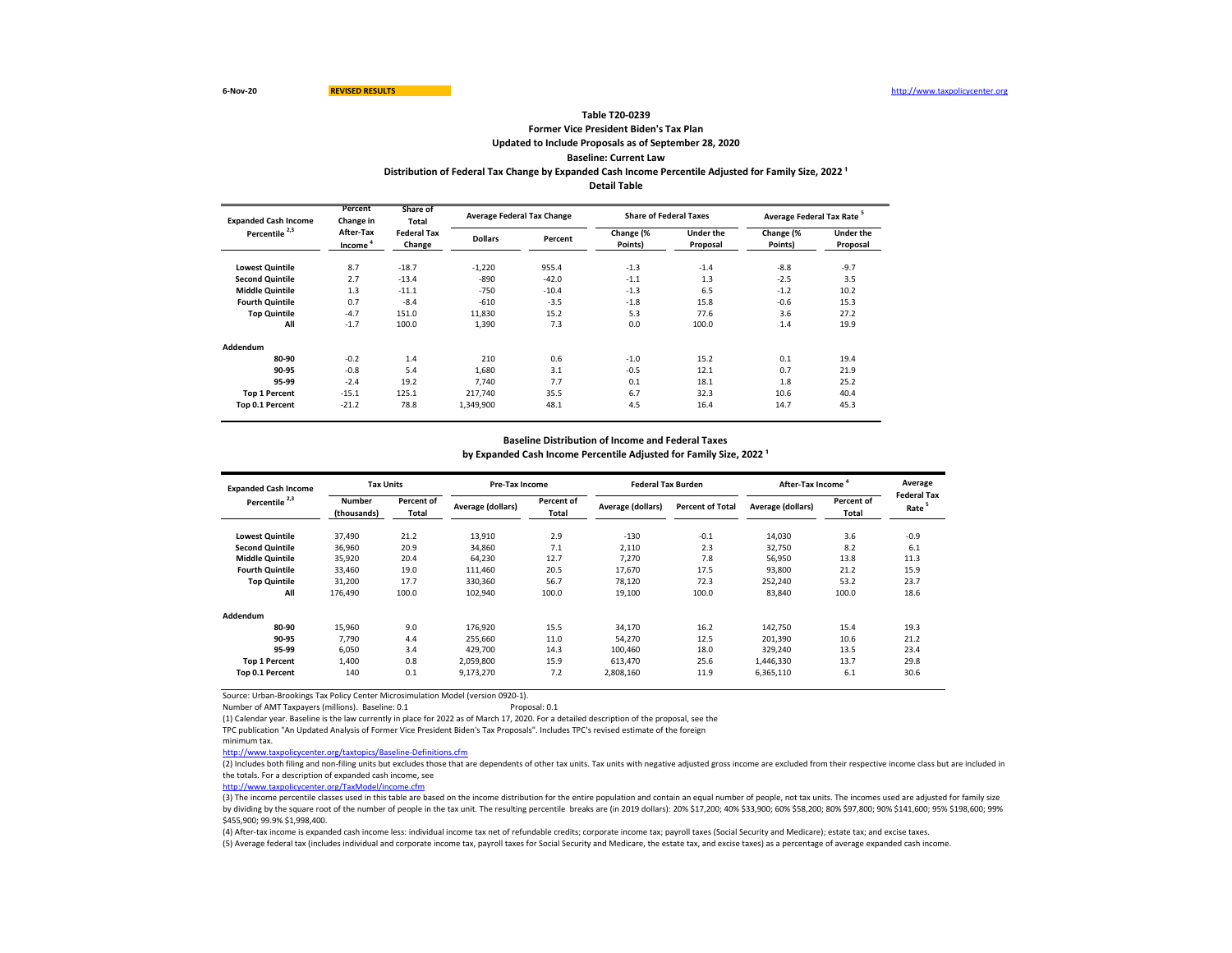6-Nov-20 REVISED RESULTS http://www.taxpolicycenter.org

**Table T20-0239**
**Former Vice President Biden's Tax Plan**
**Updated to Include Proposals as of September 28, 2020**
**Baseline: Current Law**
**Distribution of Federal Tax Change by Expanded Cash Income Percentile Adjusted for Family Size, 2022 [1]**
**Detail Table**

| Expanded Cash Income Percentile [2,3] | Percent Change in After-Tax Income [4] | Share of Total Federal Tax Change | Average Federal Tax Change | | Share of Federal Taxes | | Average Federal Tax Rate [5] | |
|---|---|---|---|---|---|---|---|---|
| | | | Dollars | Percent | Change (% Points) | Under the Proposal | Change (% Points) | Under the Proposal |
| Lowest Quintile | 8.7 | -18.7 | -1,220 | 955.4 | -1.3 | -1.4 | -8.8 | -9.7 |
| Second Quintile | 2.7 | -13.4 | -890 | -42.0 | -1.1 | 1.3 | -2.5 | 3.5 |
| Middle Quintile | 1.3 | -11.1 | -750 | -10.4 | -1.3 | 6.5 | -1.2 | 10.2 |
| Fourth Quintile | 0.7 | -8.4 | -610 | -3.5 | -1.8 | 15.8 | -0.6 | 15.3 |
| Top Quintile | -4.7 | 151.0 | 11,830 | 15.2 | 5.3 | 77.6 | 3.6 | 27.2 |
| All | -1.7 | 100.0 | 1,390 | 7.3 | 0.0 | 100.0 | 1.4 | 19.9 |
| **Addendum** | | | | | | | | |
| 80-90 | -0.2 | 1.4 | 210 | 0.6 | -1.0 | 15.2 | 0.1 | 19.4 |
| 90-95 | -0.8 | 5.4 | 1,680 | 3.1 | -0.5 | 12.1 | 0.7 | 21.9 |
| 95-99 | -2.4 | 19.2 | 7,740 | 7.7 | 0.1 | 18.1 | 1.8 | 25.2 |
| Top 1 Percent | -15.1 | 125.1 | 217,740 | 35.5 | 6.7 | 32.3 | 10.6 | 40.4 |
| Top 0.1 Percent | -21.2 | 78.8 | 1,349,900 | 48.1 | 4.5 | 16.4 | 14.7 | 45.3 |

**Baseline Distribution of Income and Federal Taxes**
**by Expanded Cash Income Percentile Adjusted for Family Size, 2022 [1]**

| Expanded Cash Income Percentile [2,3] | Tax Units | | Pre-Tax Income | | Federal Tax Burden | | After-Tax Income [4] | | Average Federal Tax Rate [5] |
|---|---|---|---|---|---|---|---|---|---|
| | Number (thousands) | Percent of Total | Average (dollars) | Percent of Total | Average (dollars) | Percent of Total | Average (dollars) | Percent of Total | |
| Lowest Quintile | 37,490 | 21.2 | 13,910 | 2.9 | -130 | -0.1 | 14,030 | 3.6 | -0.9 |
| Second Quintile | 36,960 | 20.9 | 34,860 | 7.1 | 2,110 | 2.3 | 32,750 | 8.2 | 6.1 |
| Middle Quintile | 35,920 | 20.4 | 64,230 | 12.7 | 7,270 | 7.8 | 56,950 | 13.8 | 11.3 |
| Fourth Quintile | 33,460 | 19.0 | 111,460 | 20.5 | 17,670 | 17.5 | 93,800 | 21.2 | 15.9 |
| Top Quintile | 31,200 | 17.7 | 330,360 | 56.7 | 78,120 | 72.3 | 252,240 | 53.2 | 23.7 |
| All | 176,490 | 100.0 | 102,940 | 100.0 | 19,100 | 100.0 | 83,840 | 100.0 | 18.6 |
| **Addendum** | | | | | | | | | |
| 80-90 | 15,960 | 9.0 | 176,920 | 15.5 | 34,170 | 16.2 | 142,750 | 15.4 | 19.3 |
| 90-95 | 7,790 | 4.4 | 255,660 | 11.0 | 54,270 | 12.5 | 201,390 | 10.6 | 21.2 |
| 95-99 | 6,050 | 3.4 | 429,700 | 14.3 | 100,460 | 18.0 | 329,240 | 13.5 | 23.4 |
| Top 1 Percent | 1,400 | 0.8 | 2,059,800 | 15.9 | 613,470 | 25.6 | 1,446,330 | 13.7 | 29.8 |
| Top 0.1 Percent | 140 | 0.1 | 9,173,270 | 7.2 | 2,808,160 | 11.9 | 6,365,110 | 6.1 | 30.6 |

Source: Urban-Brookings Tax Policy Center Microsimulation Model (version 0920-1).

Number of AMT Taxpayers (millions). Baseline: 0.1 Proposal: 0.1

(1) Calendar year. Baseline is the law currently in place for 2022 as of March 17, 2020. For a detailed description of the proposal, see the TPC publication "An Updated Analysis of Former Vice President Biden's Tax Proposals". Includes TPC's revised estimate of the foreign minimum tax.

http://www.taxpolicycenter.org/taxtopics/Baseline-Definitions.cfm

(2) Includes both filing and non-filing units but excludes those that are dependents of other tax units. Tax units with negative adjusted gross income are excluded from their respective income class but are included in the totals. For a description of expanded cash income, see

http://www.taxpolicycenter.org/TaxModel/income.cfm

(3) The income percentile classes used in this table are based on the income distribution for the entire population and contain an equal number of people, not tax units. The incomes used are adjusted for family size by dividing by the square root of the number of people in the tax unit. The resulting percentile breaks are (in 2019 dollars): 20% $17,200; 40% $33,900; 60% $58,200; 80% $97,800; 90% $141,600; 95% $198,600; 99% $455,900; 99.9% $1,998,400.

(4) After-tax income is expanded cash income less: individual income tax net of refundable credits; corporate income tax; payroll taxes (Social Security and Medicare); estate tax; and excise taxes.

(5) Average federal tax (includes individual and corporate income tax, payroll taxes for Social Security and Medicare, the estate tax, and excise taxes) as a percentage of average expanded cash income.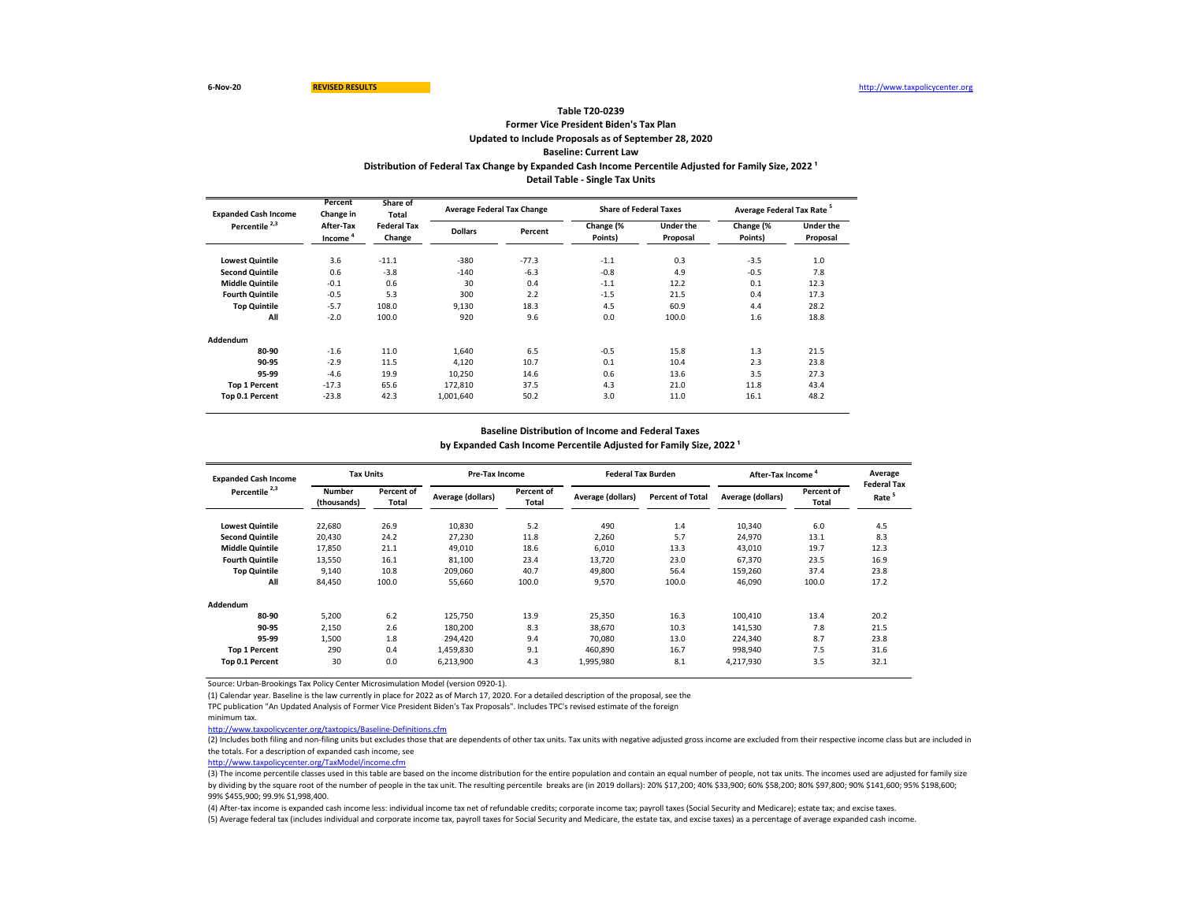6-Nov-20 REVISED RESULTS http://www.taxpolicycenter.org

**Table T20-0239**
**Former Vice President Biden's Tax Plan**
**Updated to Include Proposals as of September 28, 2020**
**Baseline: Current Law**
**Distribution of Federal Tax Change by Expanded Cash Income Percentile Adjusted for Family Size, 2022 [1]**
**Detail Table - Single Tax Units**

| Expanded Cash Income Percentile [2,3] | Percent Change in After-Tax Income [4] | Share of Total Federal Tax Change | Average Federal Tax Change | | Share of Federal Taxes | | Average Federal Tax Rate [5] | |
|---|---|---|---|---|---|---|---|---|
| | | | Dollars | Percent | Change (% Points) | Under the Proposal | Change (% Points) | Under the Proposal |
| Lowest Quintile | 3.6 | -11.1 | -380 | -77.3 | -1.1 | 0.3 | -3.5 | 1.0 |
| Second Quintile | 0.6 | -3.8 | -140 | -6.3 | -0.8 | 4.9 | -0.5 | 7.8 |
| Middle Quintile | -0.1 | 0.6 | 30 | 0.4 | -1.1 | 12.2 | 0.1 | 12.3 |
| Fourth Quintile | -0.5 | 5.3 | 300 | 2.2 | -1.5 | 21.5 | 0.4 | 17.3 |
| Top Quintile | -5.7 | 108.0 | 9,130 | 18.3 | 4.5 | 60.9 | 4.4 | 28.2 |
| All | -2.0 | 100.0 | 920 | 9.6 | 0.0 | 100.0 | 1.6 | 18.8 |
| **Addendum** | | | | | | | | |
| 80-90 | -1.6 | 11.0 | 1,640 | 6.5 | -0.5 | 15.8 | 1.3 | 21.5 |
| 90-95 | -2.9 | 11.5 | 4,120 | 10.7 | 0.1 | 10.4 | 2.3 | 23.8 |
| 95-99 | -4.6 | 19.9 | 10,250 | 14.6 | 0.6 | 13.6 | 3.5 | 27.3 |
| Top 1 Percent | -17.3 | 65.6 | 172,810 | 37.5 | 4.3 | 21.0 | 11.8 | 43.4 |
| Top 0.1 Percent | -23.8 | 42.3 | 1,001,640 | 50.2 | 3.0 | 11.0 | 16.1 | 48.2 |

**Baseline Distribution of Income and Federal Taxes**
**by Expanded Cash Income Percentile Adjusted for Family Size, 2022 [1]**

| Expanded Cash Income Percentile [2,3] | Tax Units | | Pre-Tax Income | | Federal Tax Burden | | After-Tax Income [4] | | Average Federal Tax Rate [5] |
|---|---|---|---|---|---|---|---|---|---|
| | Number (thousands) | Percent of Total | Average (dollars) | Percent of Total | Average (dollars) | Percent of Total | Average (dollars) | Percent of Total | |
| Lowest Quintile | 22,680 | 26.9 | 10,830 | 5.2 | 490 | 1.4 | 10,340 | 6.0 | 4.5 |
| Second Quintile | 20,430 | 24.2 | 27,230 | 11.8 | 2,260 | 5.7 | 24,970 | 13.1 | 8.3 |
| Middle Quintile | 17,850 | 21.1 | 49,010 | 18.6 | 6,010 | 13.3 | 43,010 | 19.7 | 12.3 |
| Fourth Quintile | 13,550 | 16.1 | 81,100 | 23.4 | 13,720 | 23.0 | 67,370 | 23.5 | 16.9 |
| Top Quintile | 9,140 | 10.8 | 209,060 | 40.7 | 49,800 | 56.4 | 159,260 | 37.4 | 23.8 |
| All | 84,450 | 100.0 | 55,660 | 100.0 | 9,570 | 100.0 | 46,090 | 100.0 | 17.2 |
| **Addendum** | | | | | | | | | |
| 80-90 | 5,200 | 6.2 | 125,750 | 13.9 | 25,350 | 16.3 | 100,410 | 13.4 | 20.2 |
| 90-95 | 2,150 | 2.6 | 180,200 | 8.3 | 38,670 | 10.3 | 141,530 | 7.8 | 21.5 |
| 95-99 | 1,500 | 1.8 | 294,420 | 9.4 | 70,080 | 13.0 | 224,340 | 8.7 | 23.8 |
| Top 1 Percent | 290 | 0.4 | 1,459,830 | 9.1 | 460,890 | 16.7 | 998,940 | 7.5 | 31.6 |
| Top 0.1 Percent | 30 | 0.0 | 6,213,900 | 4.3 | 1,995,980 | 8.1 | 4,217,930 | 3.5 | 32.1 |

Source: Urban-Brookings Tax Policy Center Microsimulation Model (version 0920-1).

(1) Calendar year. Baseline is the law currently in place for 2022 as of March 17, 2020. For a detailed description of the proposal, see the TPC publication "An Updated Analysis of Former Vice President Biden's Tax Proposals". Includes TPC's revised estimate of the foreign minimum tax.

http://www.taxpolicycenter.org/taxtopics/Baseline-Definitions.cfm

(2) Includes both filing and non-filing units but excludes those that are dependents of other tax units. Tax units with negative adjusted gross income are excluded from their respective income class but are included in the totals. For a description of expanded cash income, see

http://www.taxpolicycenter.org/TaxModel/income.cfm

(3) The income percentile classes used in this table are based on the income distribution for the entire population and contain an equal number of people, not tax units. The incomes used are adjusted for family size by dividing by the square root of the number of people in the tax unit. The resulting percentile breaks are (in 2019 dollars): 20% $17,200; 40% $33,900; 60% $58,200; 80% $97,800; 90% $141,600; 95% $198,600; 99% $455,900; 99.9% $1,998,400.

(4) After-tax income is expanded cash income less: individual income tax net of refundable credits; corporate income tax; payroll taxes (Social Security and Medicare); estate tax; and excise taxes.

(5) Average federal tax (includes individual and corporate income tax, payroll taxes for Social Security and Medicare, the estate tax, and excise taxes) as a percentage of average expanded cash income.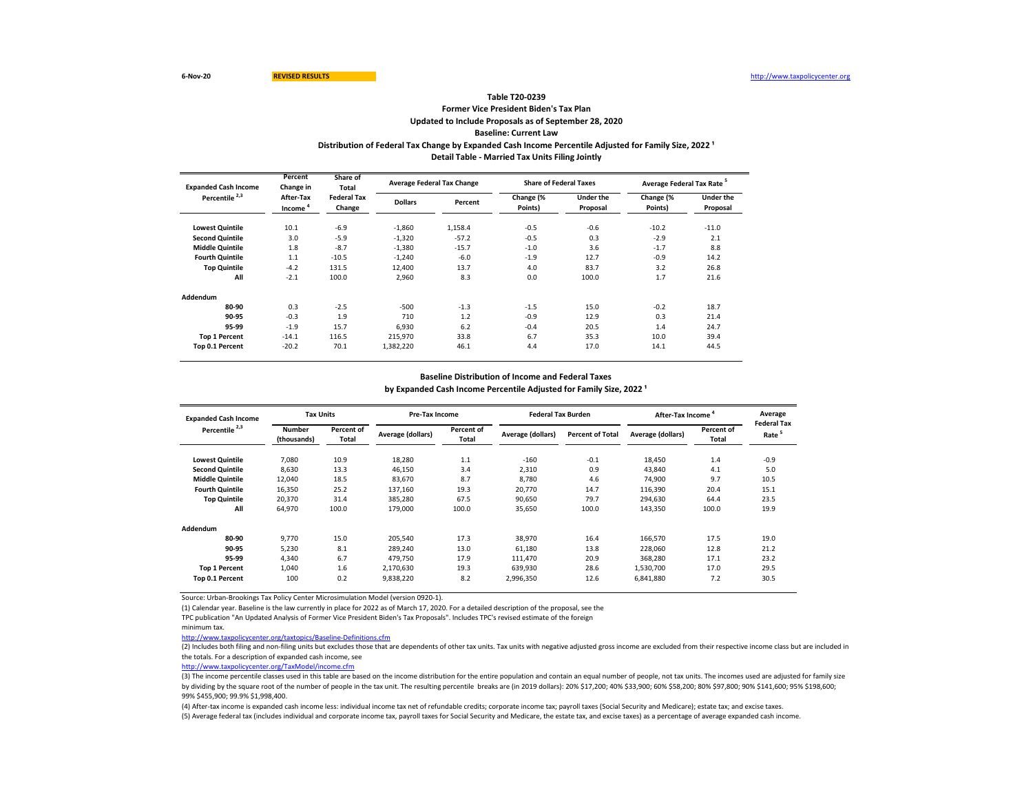6-Nov-20 REVISED RESULTS http://www.taxpolicycenter.org

### Table T20-0239
### Former Vice President Biden's Tax Plan
### Updated to Include Proposals as of September 28, 2020
### Baseline: Current Law
### Distribution of Federal Tax Change by Expanded Cash Income Percentile Adjusted for Family Size, 2022 [1]
### Detail Table - Married Tax Units Filing Jointly

| Expanded Cash Income Percentile [2,3] | Percent Change in After-Tax Income [4] | Share of Total Federal Tax Change | Average Federal Tax Change | | Share of Federal Taxes | | Average Federal Tax Rate [5] | |
|---|---|---|---|---|---|---|---|---|
| | | | Dollars | Percent | Change (% Points) | Under the Proposal | Change (% Points) | Under the Proposal |
| Lowest Quintile | 10.1 | -6.9 | -1,860 | 1,158.4 | -0.5 | -0.6 | -10.2 | -11.0 |
| Second Quintile | 3.0 | -5.9 | -1,320 | -57.2 | -0.5 | 0.3 | -2.9 | 2.1 |
| Middle Quintile | 1.8 | -8.7 | -1,380 | -15.7 | -1.0 | 3.6 | -1.7 | 8.8 |
| Fourth Quintile | 1.1 | -10.5 | -1,240 | -6.0 | -1.9 | 12.7 | -0.9 | 14.2 |
| Top Quintile | -4.2 | 131.5 | 12,400 | 13.7 | 4.0 | 83.7 | 3.2 | 26.8 |
| All | -2.1 | 100.0 | 2,960 | 8.3 | 0.0 | 100.0 | 1.7 | 21.6 |
| **Addendum** | | | | | | | | |
| 80-90 | 0.3 | -2.5 | -500 | -1.3 | -1.5 | 15.0 | -0.2 | 18.7 |
| 90-95 | -0.3 | 1.9 | 710 | 1.2 | -0.9 | 12.9 | 0.3 | 21.4 |
| 95-99 | -1.9 | 15.7 | 6,930 | 6.2 | -0.4 | 20.5 | 1.4 | 24.7 |
| Top 1 Percent | -14.1 | 116.5 | 215,970 | 33.8 | 6.7 | 35.3 | 10.0 | 39.4 |
| Top 0.1 Percent | -20.2 | 70.1 | 1,382,220 | 46.1 | 4.4 | 17.0 | 14.1 | 44.5 |

### Baseline Distribution of Income and Federal Taxes
### by Expanded Cash Income Percentile Adjusted for Family Size, 2022 [1]

| Expanded Cash Income Percentile [2,3] | Tax Units | | Pre-Tax Income | | Federal Tax Burden | | After-Tax Income [4] | | Average Federal Tax Rate [5] |
|---|---|---|---|---|---|---|---|---|---|
| | Number (thousands) | Percent of Total | Average (dollars) | Percent of Total | Average (dollars) | Percent of Total | Average (dollars) | Percent of Total | |
| Lowest Quintile | 7,080 | 10.9 | 18,280 | 1.1 | -160 | -0.1 | 18,450 | 1.4 | -0.9 |
| Second Quintile | 8,630 | 13.3 | 46,150 | 3.4 | 2,310 | 0.9 | 43,840 | 4.1 | 5.0 |
| Middle Quintile | 12,040 | 18.5 | 83,670 | 8.7 | 8,780 | 4.6 | 74,900 | 9.7 | 10.5 |
| Fourth Quintile | 16,350 | 25.2 | 137,160 | 19.3 | 20,770 | 14.7 | 116,390 | 20.4 | 15.1 |
| Top Quintile | 20,370 | 31.4 | 385,280 | 67.5 | 90,650 | 79.7 | 294,630 | 64.4 | 23.5 |
| All | 64,970 | 100.0 | 179,000 | 100.0 | 35,650 | 100.0 | 143,350 | 100.0 | 19.9 |
| **Addendum** | | | | | | | | | |
| 80-90 | 9,770 | 15.0 | 205,540 | 17.3 | 38,970 | 16.4 | 166,570 | 17.5 | 19.0 |
| 90-95 | 5,230 | 8.1 | 289,240 | 13.0 | 61,180 | 13.8 | 228,060 | 12.8 | 21.2 |
| 95-99 | 4,340 | 6.7 | 479,750 | 17.9 | 111,470 | 20.9 | 368,280 | 17.1 | 23.2 |
| Top 1 Percent | 1,040 | 1.6 | 2,170,630 | 19.3 | 639,930 | 28.6 | 1,530,700 | 17.0 | 29.5 |
| Top 0.1 Percent | 100 | 0.2 | 9,838,220 | 8.2 | 2,996,350 | 12.6 | 6,841,880 | 7.2 | 30.5 |

Source: Urban-Brookings Tax Policy Center Microsimulation Model (version 0920-1).

(1) Calendar year. Baseline is the law currently in place for 2022 as of March 17, 2020. For a detailed description of the proposal, see the TPC publication "An Updated Analysis of Former Vice President Biden's Tax Proposals". Includes TPC's revised estimate of the foreign minimum tax.

http://www.taxpolicycenter.org/taxtopics/Baseline-Definitions.cfm

(2) Includes both filing and non-filing units but excludes those that are dependents of other tax units. Tax units with negative adjusted gross income are excluded from their respective income class but are included in the totals. For a description of expanded cash income, see

http://www.taxpolicycenter.org/TaxModel/income.cfm

(3) The income percentile classes used in this table are based on the income distribution for the entire population and contain an equal number of people, not tax units. The incomes used are adjusted for family size by dividing by the square root of the number of people in the tax unit. The resulting percentile breaks are (in 2019 dollars): 20% $17,200; 40% $33,900; 60% $58,200; 80% $97,800; 90% $141,600; 95% $198,600; 99% $455,900; 99.9% $1,998,400.

(4) After-tax income is expanded cash income less: individual income tax net of refundable credits; corporate income tax; payroll taxes (Social Security and Medicare); estate tax; and excise taxes.

(5) Average federal tax (includes individual and corporate income tax, payroll taxes for Social Security and Medicare, the estate tax, and excise taxes) as a percentage of average expanded cash income.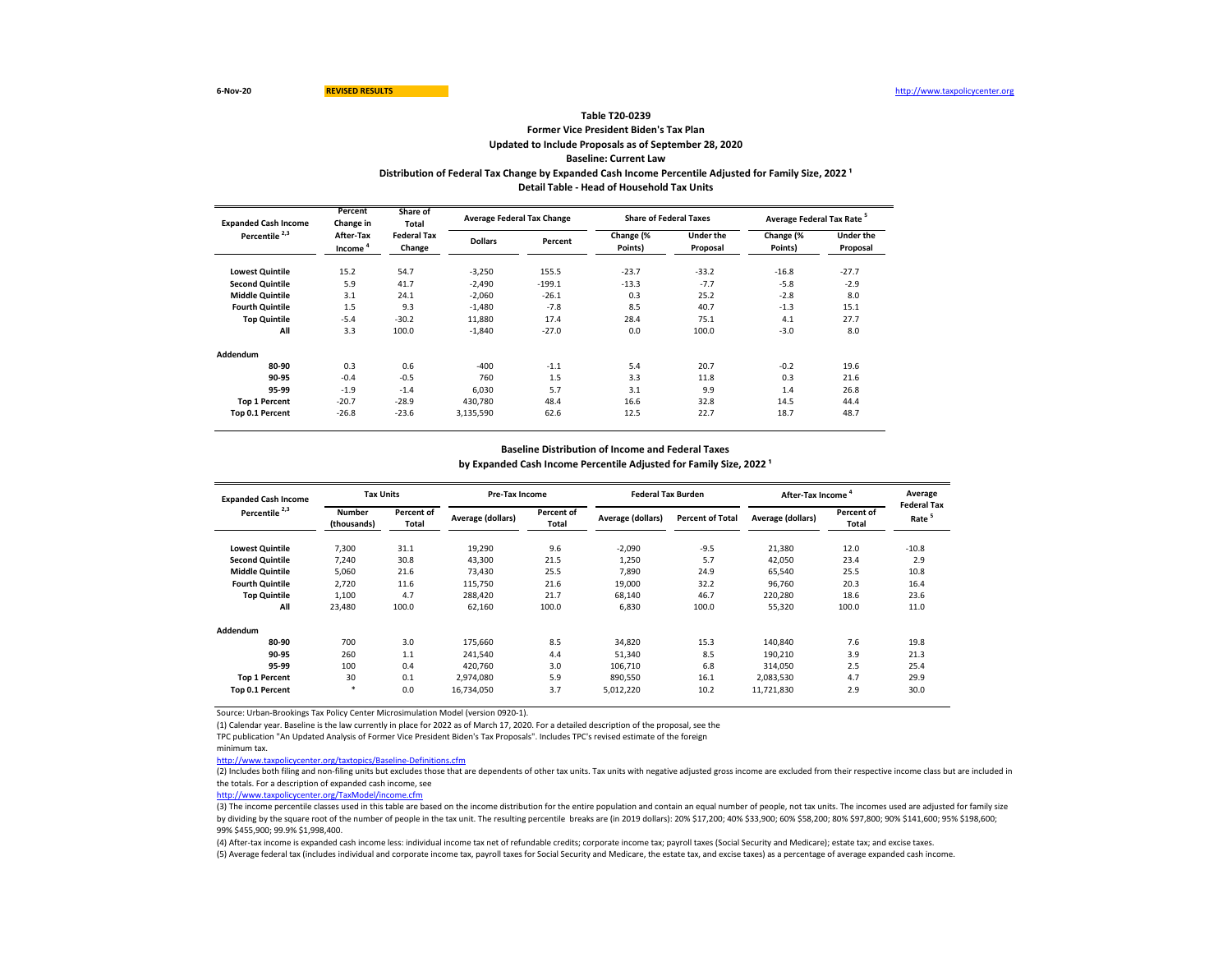6-Nov-20 REVISED RESULTS http://www.taxpolicycenter.org

**Table T20-0239**
**Former Vice President Biden's Tax Plan**
**Updated to Include Proposals as of September 28, 2020**
**Baseline: Current Law**
**Distribution of Federal Tax Change by Expanded Cash Income Percentile Adjusted for Family Size, 2022 [1]**
**Detail Table - Head of Household Tax Units**

| Expanded Cash Income Percentile [2,3] | Percent Change in After-Tax Income [4] | Share of Total Federal Tax Change | Average Federal Tax Change | | Share of Federal Taxes | | Average Federal Tax Rate [5] | |
|---|---|---|---|---|---|---|---|---|
| | | | Dollars | Percent | Change (% Points) | Under the Proposal | Change (% Points) | Under the Proposal |
| Lowest Quintile | 15.2 | 54.7 | -3,250 | 155.5 | -23.7 | -33.2 | -16.8 | -27.7 |
| Second Quintile | 5.9 | 41.7 | -2,490 | -199.1 | -13.3 | -7.7 | -5.8 | -2.9 |
| Middle Quintile | 3.1 | 24.1 | -2,060 | -26.1 | 0.3 | 25.2 | -2.8 | 8.0 |
| Fourth Quintile | 1.5 | 9.3 | -1,480 | -7.8 | 8.5 | 40.7 | -1.3 | 15.1 |
| Top Quintile | -5.4 | -30.2 | 11,880 | 17.4 | 28.4 | 75.1 | 4.1 | 27.7 |
| All | 3.3 | 100.0 | -1,840 | -27.0 | 0.0 | 100.0 | -3.0 | 8.0 |
| **Addendum** | | | | | | | | |
| 80-90 | 0.3 | 0.6 | -400 | -1.1 | 5.4 | 20.7 | -0.2 | 19.6 |
| 90-95 | -0.4 | -0.5 | 760 | 1.5 | 3.3 | 11.8 | 0.3 | 21.6 |
| 95-99 | -1.9 | -1.4 | 6,030 | 5.7 | 3.1 | 9.9 | 1.4 | 26.8 |
| Top 1 Percent | -20.7 | -28.9 | 430,780 | 48.4 | 16.6 | 32.8 | 14.5 | 44.4 |
| Top 0.1 Percent | -26.8 | -23.6 | 3,135,590 | 62.6 | 12.5 | 22.7 | 18.7 | 48.7 |

**Baseline Distribution of Income and Federal Taxes**
**by Expanded Cash Income Percentile Adjusted for Family Size, 2022 [1]**

| Expanded Cash Income Percentile [2,3] | Tax Units | | Pre-Tax Income | | Federal Tax Burden | | After-Tax Income [4] | | Average Federal Tax Rate [5] |
|---|---|---|---|---|---|---|---|---|---|
| | Number (thousands) | Percent of Total | Average (dollars) | Percent of Total | Average (dollars) | Percent of Total | Average (dollars) | Percent of Total | |
| Lowest Quintile | 7,300 | 31.1 | 19,290 | 9.6 | -2,090 | -9.5 | 21,380 | 12.0 | -10.8 |
| Second Quintile | 7,240 | 30.8 | 43,300 | 21.5 | 1,250 | 5.7 | 42,050 | 23.4 | 2.9 |
| Middle Quintile | 5,060 | 21.6 | 73,430 | 25.5 | 7,890 | 24.9 | 65,540 | 25.5 | 10.8 |
| Fourth Quintile | 2,720 | 11.6 | 115,750 | 21.6 | 19,000 | 32.2 | 96,760 | 20.3 | 16.4 |
| Top Quintile | 1,100 | 4.7 | 288,420 | 21.7 | 68,140 | 46.7 | 220,280 | 18.6 | 23.6 |
| All | 23,480 | 100.0 | 62,160 | 100.0 | 6,830 | 100.0 | 55,320 | 100.0 | 11.0 |
| **Addendum** | | | | | | | | | |
| 80-90 | 700 | 3.0 | 175,660 | 8.5 | 34,820 | 15.3 | 140,840 | 7.6 | 19.8 |
| 90-95 | 260 | 1.1 | 241,540 | 4.4 | 51,340 | 8.5 | 190,210 | 3.9 | 21.3 |
| 95-99 | 100 | 0.4 | 420,760 | 3.0 | 106,710 | 6.8 | 314,050 | 2.5 | 25.4 |
| Top 1 Percent | 30 | 0.1 | 2,974,080 | 5.9 | 890,550 | 16.1 | 2,083,530 | 4.7 | 29.9 |
| Top 0.1 Percent | * | 0.0 | 16,734,050 | 3.7 | 5,012,220 | 10.2 | 11,721,830 | 2.9 | 30.0 |

Source: Urban-Brookings Tax Policy Center Microsimulation Model (version 0920-1).

(1) Calendar year. Baseline is the law currently in place for 2022 as of March 17, 2020. For a detailed description of the proposal, see the TPC publication "An Updated Analysis of Former Vice President Biden's Tax Proposals". Includes TPC's revised estimate of the foreign minimum tax.
http://www.taxpolicycenter.org/taxtopics/Baseline-Definitions.cfm

(2) Includes both filing and non-filing units but excludes those that are dependents of other tax units. Tax units with negative adjusted gross income are excluded from their respective income class but are included in the totals. For a description of expanded cash income, see
http://www.taxpolicycenter.org/TaxModel/income.cfm

(3) The income percentile classes used in this table are based on the income distribution for the entire population and contain an equal number of people, not tax units. The incomes used are adjusted for family size by dividing by the square root of the number of people in the tax unit. The resulting percentile breaks are (in 2019 dollars): 20% $17,200; 40% $33,900; 60% $58,200; 80% $97,800; 90% $141,600; 95% $198,600; 99% $455,900; 99.9% $1,998,400.

(4) After-tax income is expanded cash income less: individual income tax net of refundable credits; corporate income tax; payroll taxes (Social Security and Medicare); estate tax; and excise taxes.

(5) Average federal tax (includes individual and corporate income tax, payroll taxes for Social Security and Medicare, the estate tax, and excise taxes) as a percentage of average expanded cash income.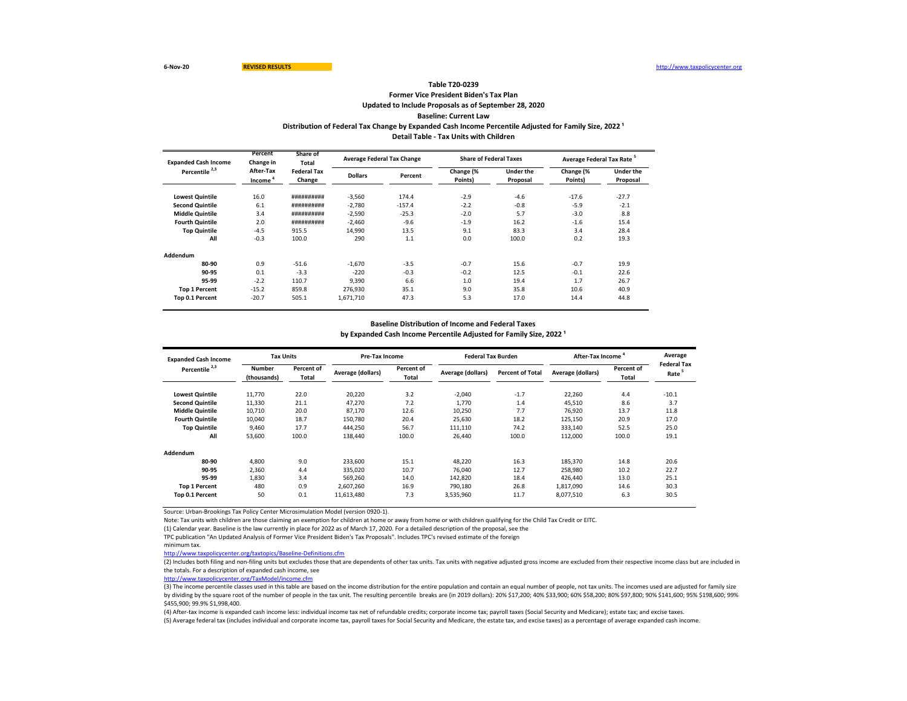6-Nov-20 **REVISED RESULTS** http://www.taxpolicycenter.org

**Table T20-0239**
**Former Vice President Biden's Tax Plan**
**Updated to Include Proposals as of September 28, 2020**
**Baseline: Current Law**
**Distribution of Federal Tax Change by Expanded Cash Income Percentile Adjusted for Family Size, 2022 [1]**
**Detail Table - Tax Units with Children**

| Expanded Cash Income Percentile [2,3] | Percent Change in After-Tax Income [4] | Share of Total Federal Tax Change | Average Federal Tax Change | | Share of Federal Taxes | | Average Federal Tax Rate [5] | |
|---|---|---|---|---|---|---|---|---|
| | | | Dollars | Percent | Change (% Points) | Under the Proposal | Change (% Points) | Under the Proposal |
| Lowest Quintile | 16.0 | ########## | -3,560 | 174.4 | -2.9 | -4.6 | -17.6 | -27.7 |
| Second Quintile | 6.1 | ########## | -2,780 | -157.4 | -2.2 | -0.8 | -5.9 | -2.1 |
| Middle Quintile | 3.4 | ########## | -2,590 | -25.3 | -2.0 | 5.7 | -3.0 | 8.8 |
| Fourth Quintile | 2.0 | ########## | -2,460 | -9.6 | -1.9 | 16.2 | -1.6 | 15.4 |
| Top Quintile | -4.5 | 915.5 | 14,990 | 13.5 | 9.1 | 83.3 | 3.4 | 28.4 |
| All | -0.3 | 100.0 | 290 | 1.1 | 0.0 | 100.0 | 0.2 | 19.3 |
| **Addendum** | | | | | | | | |
| 80-90 | 0.9 | -51.6 | -1,670 | -3.5 | -0.7 | 15.6 | -0.7 | 19.9 |
| 90-95 | 0.1 | -3.3 | -220 | -0.3 | -0.2 | 12.5 | -0.1 | 22.6 |
| 95-99 | -2.2 | 110.7 | 9,390 | 6.6 | 1.0 | 19.4 | 1.7 | 26.7 |
| Top 1 Percent | -15.2 | 859.8 | 276,930 | 35.1 | 9.0 | 35.8 | 10.6 | 40.9 |
| Top 0.1 Percent | -20.7 | 505.1 | 1,671,710 | 47.3 | 5.3 | 17.0 | 14.4 | 44.8 |

**Baseline Distribution of Income and Federal Taxes**
**by Expanded Cash Income Percentile Adjusted for Family Size, 2022 [1]**

| Expanded Cash Income Percentile [2,3] | Tax Units | | Pre-Tax Income | | Federal Tax Burden | | After-Tax Income [4] | | Average Federal Tax Rate [5] |
|---|---|---|---|---|---|---|---|---|---|
| | Number (thousands) | Percent of Total | Average (dollars) | Percent of Total | Average (dollars) | Percent of Total | Average (dollars) | Percent of Total | |
| Lowest Quintile | 11,770 | 22.0 | 20,220 | 3.2 | -2,040 | -1.7 | 22,260 | 4.4 | -10.1 |
| Second Quintile | 11,330 | 21.1 | 47,270 | 7.2 | 1,770 | 1.4 | 45,510 | 8.6 | 3.7 |
| Middle Quintile | 10,710 | 20.0 | 87,170 | 12.6 | 10,250 | 7.7 | 76,920 | 13.7 | 11.8 |
| Fourth Quintile | 10,040 | 18.7 | 150,780 | 20.4 | 25,630 | 18.2 | 125,150 | 20.9 | 17.0 |
| Top Quintile | 9,460 | 17.7 | 444,250 | 56.7 | 111,110 | 74.2 | 333,140 | 52.5 | 25.0 |
| All | 53,600 | 100.0 | 138,440 | 100.0 | 26,440 | 100.0 | 112,000 | 100.0 | 19.1 |
| **Addendum** | | | | | | | | | |
| 80-90 | 4,800 | 9.0 | 233,600 | 15.1 | 48,220 | 16.3 | 185,370 | 14.8 | 20.6 |
| 90-95 | 2,360 | 4.4 | 335,020 | 10.7 | 76,040 | 12.7 | 258,980 | 10.2 | 22.7 |
| 95-99 | 1,830 | 3.4 | 569,260 | 14.0 | 142,820 | 18.4 | 426,440 | 13.0 | 25.1 |
| Top 1 Percent | 480 | 0.9 | 2,607,260 | 16.9 | 790,180 | 26.8 | 1,817,090 | 14.6 | 30.3 |
| Top 0.1 Percent | 50 | 0.1 | 11,613,480 | 7.3 | 3,535,960 | 11.7 | 8,077,510 | 6.3 | 30.5 |

Source: Urban-Brookings Tax Policy Center Microsimulation Model (version 0920-1).

Note: Tax units with children are those claiming an exemption for children at home or away from home or with children qualifying for the Child Tax Credit or EITC.

(1) Calendar year. Baseline is the law currently in place for 2022 as of March 17, 2020. For a detailed description of the proposal, see the TPC publication "An Updated Analysis of Former Vice President Biden's Tax Proposals". Includes TPC's revised estimate of the foreign minimum tax.

http://www.taxpolicycenter.org/taxtopics/Baseline-Definitions.cfm

(2) Includes both filing and non-filing units but excludes those that are dependents of other tax units. Tax units with negative adjusted gross income are excluded from their respective income class but are included in the totals. For a description of expanded cash income, see

http://www.taxpolicycenter.org/TaxModel/income.cfm

(3) The income percentile classes used in this table are based on the income distribution for the entire population and contain an equal number of people, not tax units. The incomes used are adjusted for family size by dividing by the square root of the number of people in the tax unit. The resulting percentile breaks are (in 2019 dollars): 20% $17,200; 40% $33,900; 60% $58,200; 80% $97,800; 90% $141,600; 95% $198,600; 99% $455,900; 99.9% $1,998,400.

(4) After-tax income is expanded cash income less: individual income tax net of refundable credits; corporate income tax; payroll taxes (Social Security and Medicare); estate tax; and excise taxes.

(5) Average federal tax (includes individual and corporate income tax, payroll taxes for Social Security and Medicare, the estate tax, and excise taxes) as a percentage of average expanded cash income.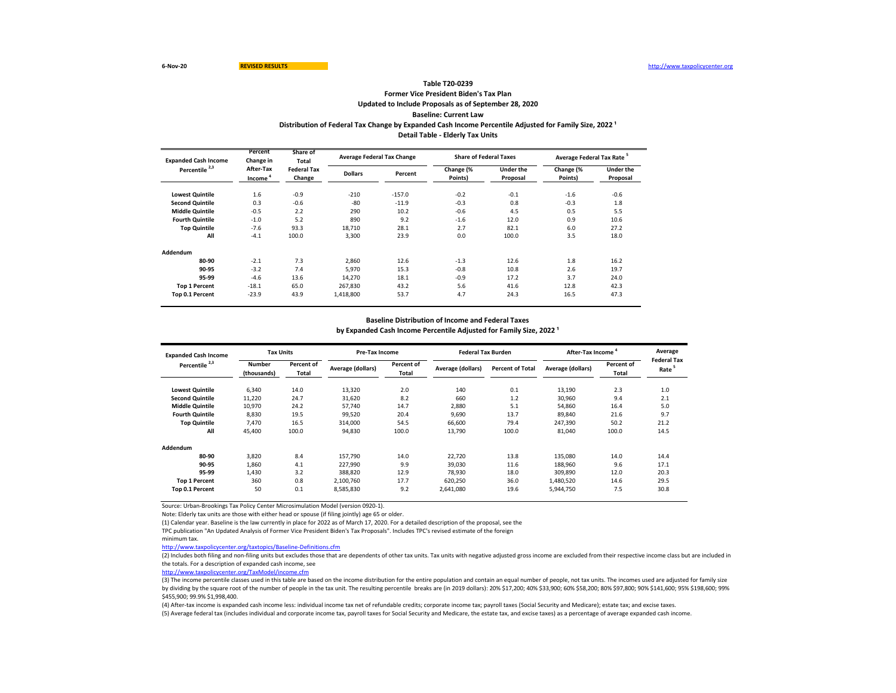6-Nov-20 REVISED RESULTS http://www.taxpolicycenter.org

**Table T20-0239**
**Former Vice President Biden's Tax Plan**
**Updated to Include Proposals as of September 28, 2020**
**Baseline: Current Law**
**Distribution of Federal Tax Change by Expanded Cash Income Percentile Adjusted for Family Size, 2022 [1]**
**Detail Table - Elderly Tax Units**

| Expanded Cash Income Percentile [2,3] | Percent Change in After-Tax Income [4] | Share of Total Federal Tax Change | Average Federal Tax Change | | Share of Federal Taxes | | Average Federal Tax Rate [5] | |
|---|---|---|---|---|---|---|---|---|
| | | | Dollars | Percent | Change (% Points) | Under the Proposal | Change (% Points) | Under the Proposal |
| **Lowest Quintile** | 1.6 | -0.9 | -210 | -157.0 | -0.2 | -0.1 | -1.6 | -0.6 |
| **Second Quintile** | 0.3 | -0.6 | -80 | -11.9 | -0.3 | 0.8 | -0.3 | 1.8 |
| **Middle Quintile** | -0.5 | 2.2 | 290 | 10.2 | -0.6 | 4.5 | 0.5 | 5.5 |
| **Fourth Quintile** | -1.0 | 5.2 | 890 | 9.2 | -1.6 | 12.0 | 0.9 | 10.6 |
| **Top Quintile** | -7.6 | 93.3 | 18,710 | 28.1 | 2.7 | 82.1 | 6.0 | 27.2 |
| **All** | -4.1 | 100.0 | 3,300 | 23.9 | 0.0 | 100.0 | 3.5 | 18.0 |
| **Addendum** | | | | | | | | |
| **80-90** | -2.1 | 7.3 | 2,860 | 12.6 | -1.3 | 12.6 | 1.8 | 16.2 |
| **90-95** | -3.2 | 7.4 | 5,970 | 15.3 | -0.8 | 10.8 | 2.6 | 19.7 |
| **95-99** | -4.6 | 13.6 | 14,270 | 18.1 | -0.9 | 17.2 | 3.7 | 24.0 |
| **Top 1 Percent** | -18.1 | 65.0 | 267,830 | 43.2 | 5.6 | 41.6 | 12.8 | 42.3 |
| **Top 0.1 Percent** | -23.9 | 43.9 | 1,418,800 | 53.7 | 4.7 | 24.3 | 16.5 | 47.3 |

**Baseline Distribution of Income and Federal Taxes**
**by Expanded Cash Income Percentile Adjusted for Family Size, 2022 [1]**

| Expanded Cash Income Percentile [2,3] | Tax Units | | Pre-Tax Income | | Federal Tax Burden | | After-Tax Income [4] | | Average Federal Tax Rate [5] |
|---|---|---|---|---|---|---|---|---|---|
| | Number (thousands) | Percent of Total | Average (dollars) | Percent of Total | Average (dollars) | Percent of Total | Average (dollars) | Percent of Total | |
| **Lowest Quintile** | 6,340 | 14.0 | 13,320 | 2.0 | 140 | 0.1 | 13,190 | 2.3 | 1.0 |
| **Second Quintile** | 11,220 | 24.7 | 31,620 | 8.2 | 660 | 1.2 | 30,960 | 9.4 | 2.1 |
| **Middle Quintile** | 10,970 | 24.2 | 57,740 | 14.7 | 2,880 | 5.1 | 54,860 | 16.4 | 5.0 |
| **Fourth Quintile** | 8,830 | 19.5 | 99,520 | 20.4 | 9,690 | 13.7 | 89,840 | 21.6 | 9.7 |
| **Top Quintile** | 7,470 | 16.5 | 314,000 | 54.5 | 66,600 | 79.4 | 247,390 | 50.2 | 21.2 |
| **All** | 45,400 | 100.0 | 94,830 | 100.0 | 13,790 | 100.0 | 81,040 | 100.0 | 14.5 |
| **Addendum** | | | | | | | | | |
| **80-90** | 3,820 | 8.4 | 157,790 | 14.0 | 22,720 | 13.8 | 135,080 | 14.0 | 14.4 |
| **90-95** | 1,860 | 4.1 | 227,990 | 9.9 | 39,030 | 11.6 | 188,960 | 9.6 | 17.1 |
| **95-99** | 1,430 | 3.2 | 388,820 | 12.9 | 78,930 | 18.0 | 309,890 | 12.0 | 20.3 |
| **Top 1 Percent** | 360 | 0.8 | 2,100,760 | 17.7 | 620,250 | 36.0 | 1,480,520 | 14.6 | 29.5 |
| **Top 0.1 Percent** | 50 | 0.1 | 8,585,830 | 9.2 | 2,641,080 | 19.6 | 5,944,750 | 7.5 | 30.8 |

Source: Urban-Brookings Tax Policy Center Microsimulation Model (version 0920-1).

Note: Elderly tax units are those with either head or spouse (if filing jointly) age 65 or older.

(1) Calendar year. Baseline is the law currently in place for 2022 as of March 17, 2020. For a detailed description of the proposal, see the TPC publication "An Updated Analysis of Former Vice President Biden's Tax Proposals". Includes TPC's revised estimate of the foreign minimum tax.

http://www.taxpolicycenter.org/taxtopics/Baseline-Definitions.cfm

(2) Includes both filing and non-filing units but excludes those that are dependents of other tax units. Tax units with negative adjusted gross income are excluded from their respective income class but are included in the totals. For a description of expanded cash income, see

http://www.taxpolicycenter.org/TaxModel/income.cfm

(3) The income percentile classes used in this table are based on the income distribution for the entire population and contain an equal number of people, not tax units. The incomes used are adjusted for family size by dividing by the square root of the number of people in the tax unit. The resulting percentile breaks are (in 2019 dollars): 20% $17,200; 40% $33,900; 60% $58,200; 80% $97,800; 90% $141,600; 95% $198,600; 99% $455,900; 99.9% $1,998,400.

(4) After-tax income is expanded cash income less: individual income tax net of refundable credits; corporate income tax; payroll taxes (Social Security and Medicare); estate tax; and excise taxes.

(5) Average federal tax (includes individual and corporate income tax, payroll taxes for Social Security and Medicare, the estate tax, and excise taxes) as a percentage of average expanded cash income.